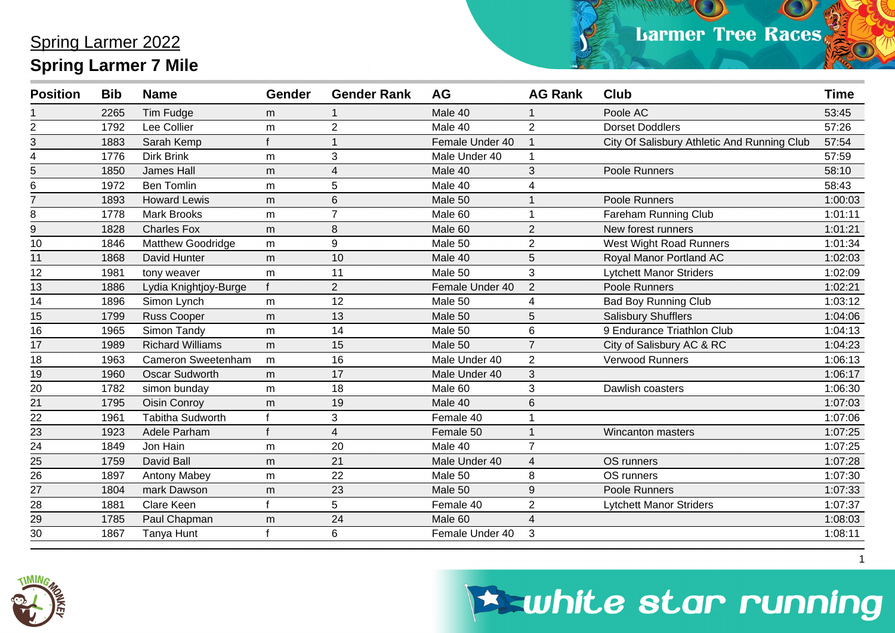# Spring Larmer 2022

## Spring Larmer 7 Mile

| Position | Bib | Name | Gender | Gender Rank | AG | AG Rank | Club | Time |
|---|---|---|---|---|---|---|---|---|
| 1 | 2265 | Tim Fudge | m | 1 | Male 40 | 1 | Poole AC | 53:45 |
| 2 | 1792 | Lee Collier | m | 2 | Male 40 | 2 | Dorset Doddlers | 57:26 |
| 3 | 1883 | Sarah Kemp | f | 1 | Female Under 40 | 1 | City Of Salisbury Athletic And Running Club | 57:54 |
| 4 | 1776 | Dirk Brink | m | 3 | Male Under 40 | 1 | | 57:59 |
| 5 | 1850 | James Hall | m | 4 | Male 40 | 3 | Poole Runners | 58:10 |
| 6 | 1972 | Ben Tomlin | m | 5 | Male 40 | 4 | | 58:43 |
| 7 | 1893 | Howard Lewis | m | 6 | Male 50 | 1 | Poole Runners | 1:00:03 |
| 8 | 1778 | Mark Brooks | m | 7 | Male 60 | 1 | Fareham Running Club | 1:01:11 |
| 9 | 1828 | Charles Fox | m | 8 | Male 60 | 2 | New forest runners | 1:01:21 |
| 10 | 1846 | Matthew Goodridge | m | 9 | Male 50 | 2 | West Wight Road Runners | 1:01:34 |
| 11 | 1868 | David Hunter | m | 10 | Male 40 | 5 | Royal Manor Portland AC | 1:02:03 |
| 12 | 1981 | tony weaver | m | 11 | Male 50 | 3 | Lytchett Manor Striders | 1:02:09 |
| 13 | 1886 | Lydia Knightjoy-Burge | f | 2 | Female Under 40 | 2 | Poole Runners | 1:02:21 |
| 14 | 1896 | Simon Lynch | m | 12 | Male 50 | 4 | Bad Boy Running Club | 1:03:12 |
| 15 | 1799 | Russ Cooper | m | 13 | Male 50 | 5 | Salisbury Shufflers | 1:04:06 |
| 16 | 1965 | Simon Tandy | m | 14 | Male 50 | 6 | 9 Endurance Triathlon Club | 1:04:13 |
| 17 | 1989 | Richard Williams | m | 15 | Male 50 | 7 | City of Salisbury AC & RC | 1:04:23 |
| 18 | 1963 | Cameron Sweetenham | m | 16 | Male Under 40 | 2 | Verwood Runners | 1:06:13 |
| 19 | 1960 | Oscar Sudworth | m | 17 | Male Under 40 | 3 | | 1:06:17 |
| 20 | 1782 | simon bunday | m | 18 | Male 60 | 3 | Dawlish coasters | 1:06:30 |
| 21 | 1795 | Oisin Conroy | m | 19 | Male 40 | 6 | | 1:07:03 |
| 22 | 1961 | Tabitha Sudworth | f | 3 | Female 40 | 1 | | 1:07:06 |
| 23 | 1923 | Adele Parham | f | 4 | Female 50 | 1 | Wincanton masters | 1:07:25 |
| 24 | 1849 | Jon Hain | m | 20 | Male 40 | 7 | | 1:07:25 |
| 25 | 1759 | David Ball | m | 21 | Male Under 40 | 4 | OS runners | 1:07:28 |
| 26 | 1897 | Antony Mabey | m | 22 | Male 50 | 8 | OS runners | 1:07:30 |
| 27 | 1804 | mark Dawson | m | 23 | Male 50 | 9 | Poole Runners | 1:07:33 |
| 28 | 1881 | Clare Keen | f | 5 | Female 40 | 2 | Lytchett Manor Striders | 1:07:37 |
| 29 | 1785 | Paul Chapman | m | 24 | Male 60 | 4 | | 1:08:03 |
| 30 | 1867 | Tanya Hunt | f | 6 | Female Under 40 | 3 | | 1:08:11 |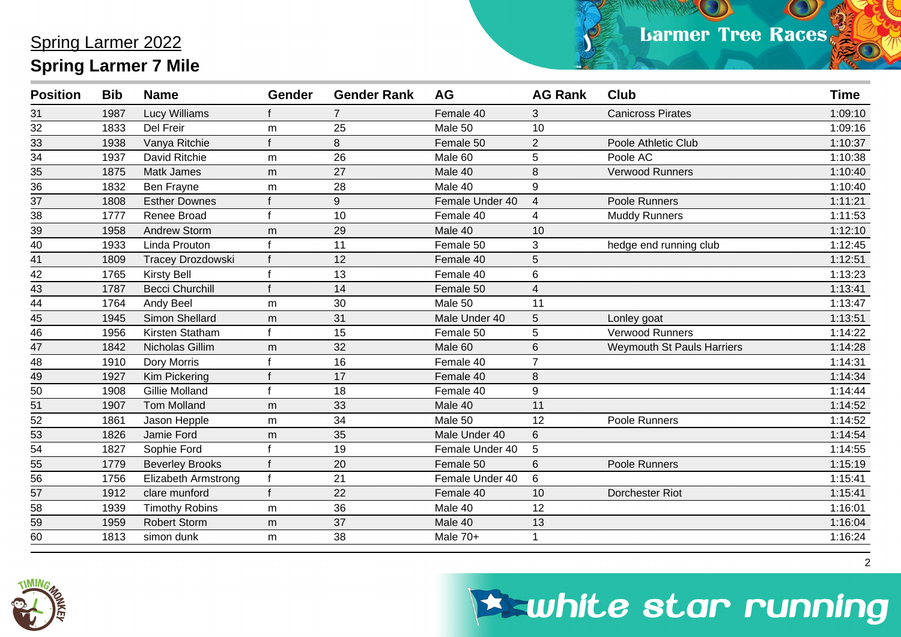## Spring Larmer 2022

# Spring Larmer 7 Mile

| Position | Bib | Name | Gender | Gender Rank | AG | AG Rank | Club | Time |
|---|---|---|---|---|---|---|---|---|
| 31 | 1987 | Lucy Williams | f | 7 | Female 40 | 3 | Canicross Pirates | 1:09:10 |
| 32 | 1833 | Del Freir | m | 25 | Male 50 | 10 | | 1:09:16 |
| 33 | 1938 | Vanya Ritchie | f | 8 | Female 50 | 2 | Poole Athletic Club | 1:10:37 |
| 34 | 1937 | David Ritchie | m | 26 | Male 60 | 5 | Poole AC | 1:10:38 |
| 35 | 1875 | Matk James | m | 27 | Male 40 | 8 | Verwood Runners | 1:10:40 |
| 36 | 1832 | Ben Frayne | m | 28 | Male 40 | 9 | | 1:10:40 |
| 37 | 1808 | Esther Downes | f | 9 | Female Under 40 | 4 | Poole Runners | 1:11:21 |
| 38 | 1777 | Renee Broad | f | 10 | Female 40 | 4 | Muddy Runners | 1:11:53 |
| 39 | 1958 | Andrew Storm | m | 29 | Male 40 | 10 | | 1:12:10 |
| 40 | 1933 | Linda Prouton | f | 11 | Female 50 | 3 | hedge end running club | 1:12:45 |
| 41 | 1809 | Tracey Drozdowski | f | 12 | Female 40 | 5 | | 1:12:51 |
| 42 | 1765 | Kirsty Bell | f | 13 | Female 40 | 6 | | 1:13:23 |
| 43 | 1787 | Becci Churchill | f | 14 | Female 50 | 4 | | 1:13:41 |
| 44 | 1764 | Andy Beel | m | 30 | Male 50 | 11 | | 1:13:47 |
| 45 | 1945 | Simon Shellard | m | 31 | Male Under 40 | 5 | Lonley goat | 1:13:51 |
| 46 | 1956 | Kirsten Statham | f | 15 | Female 50 | 5 | Verwood Runners | 1:14:22 |
| 47 | 1842 | Nicholas Gillim | m | 32 | Male 60 | 6 | Weymouth St Pauls Harriers | 1:14:28 |
| 48 | 1910 | Dory Morris | f | 16 | Female 40 | 7 | | 1:14:31 |
| 49 | 1927 | Kim Pickering | f | 17 | Female 40 | 8 | | 1:14:34 |
| 50 | 1908 | Gillie Molland | f | 18 | Female 40 | 9 | | 1:14:44 |
| 51 | 1907 | Tom Molland | m | 33 | Male 40 | 11 | | 1:14:52 |
| 52 | 1861 | Jason Hepple | m | 34 | Male 50 | 12 | Poole Runners | 1:14:52 |
| 53 | 1826 | Jamie Ford | m | 35 | Male Under 40 | 6 | | 1:14:54 |
| 54 | 1827 | Sophie Ford | f | 19 | Female Under 40 | 5 | | 1:14:55 |
| 55 | 1779 | Beverley Brooks | f | 20 | Female 50 | 6 | Poole Runners | 1:15:19 |
| 56 | 1756 | Elizabeth Armstrong | f | 21 | Female Under 40 | 6 | | 1:15:41 |
| 57 | 1912 | clare munford | f | 22 | Female 40 | 10 | Dorchester Riot | 1:15:41 |
| 58 | 1939 | Timothy Robins | m | 36 | Male 40 | 12 | | 1:16:01 |
| 59 | 1959 | Robert Storm | m | 37 | Male 40 | 13 | | 1:16:04 |
| 60 | 1813 | simon dunk | m | 38 | Male 70+ | 1 | | 1:16:24 |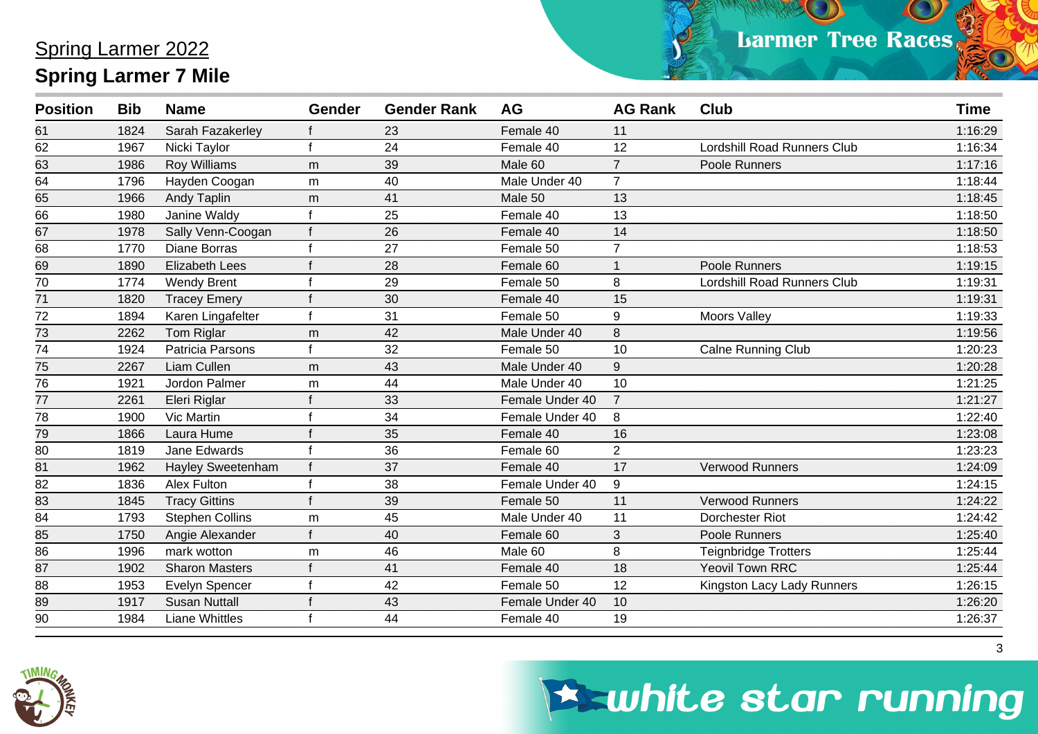# Spring Larmer 2022

## Spring Larmer 7 Mile

| Position | Bib | Name | Gender | Gender Rank | AG | AG Rank | Club | Time |
|---|---|---|---|---|---|---|---|---|
| 61 | 1824 | Sarah Fazakerley | f | 23 | Female 40 | 11 | | 1:16:29 |
| 62 | 1967 | Nicki Taylor | f | 24 | Female 40 | 12 | Lordshill Road Runners Club | 1:16:34 |
| 63 | 1986 | Roy Williams | m | 39 | Male 60 | 7 | Poole Runners | 1:17:16 |
| 64 | 1796 | Hayden Coogan | m | 40 | Male Under 40 | 7 | | 1:18:44 |
| 65 | 1966 | Andy Taplin | m | 41 | Male 50 | 13 | | 1:18:45 |
| 66 | 1980 | Janine Waldy | f | 25 | Female 40 | 13 | | 1:18:50 |
| 67 | 1978 | Sally Venn-Coogan | f | 26 | Female 40 | 14 | | 1:18:50 |
| 68 | 1770 | Diane Borras | f | 27 | Female 50 | 7 | | 1:18:53 |
| 69 | 1890 | Elizabeth Lees | f | 28 | Female 60 | 1 | Poole Runners | 1:19:15 |
| 70 | 1774 | Wendy Brent | f | 29 | Female 50 | 8 | Lordshill Road Runners Club | 1:19:31 |
| 71 | 1820 | Tracey Emery | f | 30 | Female 40 | 15 | | 1:19:31 |
| 72 | 1894 | Karen Lingafelter | f | 31 | Female 50 | 9 | Moors Valley | 1:19:33 |
| 73 | 2262 | Tom Riglar | m | 42 | Male Under 40 | 8 | | 1:19:56 |
| 74 | 1924 | Patricia Parsons | f | 32 | Female 50 | 10 | Calne Running Club | 1:20:23 |
| 75 | 2267 | Liam Cullen | m | 43 | Male Under 40 | 9 | | 1:20:28 |
| 76 | 1921 | Jordon Palmer | m | 44 | Male Under 40 | 10 | | 1:21:25 |
| 77 | 2261 | Eleri Riglar | f | 33 | Female Under 40 | 7 | | 1:21:27 |
| 78 | 1900 | Vic Martin | f | 34 | Female Under 40 | 8 | | 1:22:40 |
| 79 | 1866 | Laura Hume | f | 35 | Female 40 | 16 | | 1:23:08 |
| 80 | 1819 | Jane Edwards | f | 36 | Female 60 | 2 | | 1:23:23 |
| 81 | 1962 | Hayley Sweetenham | f | 37 | Female 40 | 17 | Verwood Runners | 1:24:09 |
| 82 | 1836 | Alex Fulton | f | 38 | Female Under 40 | 9 | | 1:24:15 |
| 83 | 1845 | Tracy Gittins | f | 39 | Female 50 | 11 | Verwood Runners | 1:24:22 |
| 84 | 1793 | Stephen Collins | m | 45 | Male Under 40 | 11 | Dorchester Riot | 1:24:42 |
| 85 | 1750 | Angie Alexander | f | 40 | Female 60 | 3 | Poole Runners | 1:25:40 |
| 86 | 1996 | mark wotton | m | 46 | Male 60 | 8 | Teignbridge Trotters | 1:25:44 |
| 87 | 1902 | Sharon Masters | f | 41 | Female 40 | 18 | Yeovil Town RRC | 1:25:44 |
| 88 | 1953 | Evelyn Spencer | f | 42 | Female 50 | 12 | Kingston Lacy Lady Runners | 1:26:15 |
| 89 | 1917 | Susan Nuttall | f | 43 | Female Under 40 | 10 | | 1:26:20 |
| 90 | 1984 | Liane Whittles | f | 44 | Female 40 | 19 | | 1:26:37 |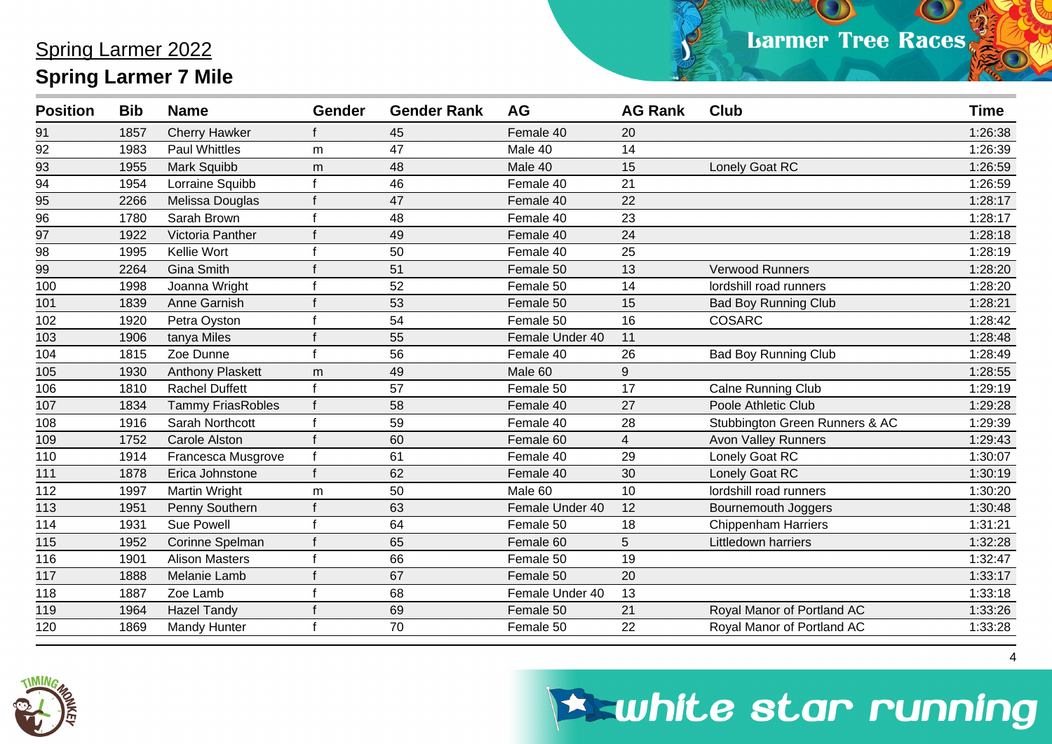# Spring Larmer 2022

## Spring Larmer 7 Mile

| Position | Bib | Name | Gender | Gender Rank | AG | AG Rank | Club | Time |
|---|---|---|---|---|---|---|---|---|
| 91 | 1857 | Cherry Hawker | f | 45 | Female 40 | 20 | | 1:26:38 |
| 92 | 1983 | Paul Whittles | m | 47 | Male 40 | 14 | | 1:26:39 |
| 93 | 1955 | Mark Squibb | m | 48 | Male 40 | 15 | Lonely Goat RC | 1:26:59 |
| 94 | 1954 | Lorraine Squibb | f | 46 | Female 40 | 21 | | 1:26:59 |
| 95 | 2266 | Melissa Douglas | f | 47 | Female 40 | 22 | | 1:28:17 |
| 96 | 1780 | Sarah Brown | f | 48 | Female 40 | 23 | | 1:28:17 |
| 97 | 1922 | Victoria Panther | f | 49 | Female 40 | 24 | | 1:28:18 |
| 98 | 1995 | Kellie Wort | f | 50 | Female 40 | 25 | | 1:28:19 |
| 99 | 2264 | Gina Smith | f | 51 | Female 50 | 13 | Verwood Runners | 1:28:20 |
| 100 | 1998 | Joanna Wright | f | 52 | Female 50 | 14 | lordshill road runners | 1:28:20 |
| 101 | 1839 | Anne Garnish | f | 53 | Female 50 | 15 | Bad Boy Running Club | 1:28:21 |
| 102 | 1920 | Petra Oyston | f | 54 | Female 50 | 16 | COSARC | 1:28:42 |
| 103 | 1906 | tanya Miles | f | 55 | Female Under 40 | 11 | | 1:28:48 |
| 104 | 1815 | Zoe Dunne | f | 56 | Female 40 | 26 | Bad Boy Running Club | 1:28:49 |
| 105 | 1930 | Anthony Plaskett | m | 49 | Male 60 | 9 | | 1:28:55 |
| 106 | 1810 | Rachel Duffett | f | 57 | Female 50 | 17 | Calne Running Club | 1:29:19 |
| 107 | 1834 | Tammy FriasRobles | f | 58 | Female 40 | 27 | Poole Athletic Club | 1:29:28 |
| 108 | 1916 | Sarah Northcott | f | 59 | Female 40 | 28 | Stubbington Green Runners & AC | 1:29:39 |
| 109 | 1752 | Carole Alston | f | 60 | Female 60 | 4 | Avon Valley Runners | 1:29:43 |
| 110 | 1914 | Francesca Musgrove | f | 61 | Female 40 | 29 | Lonely Goat RC | 1:30:07 |
| 111 | 1878 | Erica Johnstone | f | 62 | Female 40 | 30 | Lonely Goat RC | 1:30:19 |
| 112 | 1997 | Martin Wright | m | 50 | Male 60 | 10 | lordshill road runners | 1:30:20 |
| 113 | 1951 | Penny Southern | f | 63 | Female Under 40 | 12 | Bournemouth Joggers | 1:30:48 |
| 114 | 1931 | Sue Powell | f | 64 | Female 50 | 18 | Chippenham Harriers | 1:31:21 |
| 115 | 1952 | Corinne Spelman | f | 65 | Female 60 | 5 | Littledown harriers | 1:32:28 |
| 116 | 1901 | Alison Masters | f | 66 | Female 50 | 19 | | 1:32:47 |
| 117 | 1888 | Melanie Lamb | f | 67 | Female 50 | 20 | | 1:33:17 |
| 118 | 1887 | Zoe Lamb | f | 68 | Female Under 40 | 13 | | 1:33:18 |
| 119 | 1964 | Hazel Tandy | f | 69 | Female 50 | 21 | Royal Manor of Portland AC | 1:33:26 |
| 120 | 1869 | Mandy Hunter | f | 70 | Female 50 | 22 | Royal Manor of Portland AC | 1:33:28 |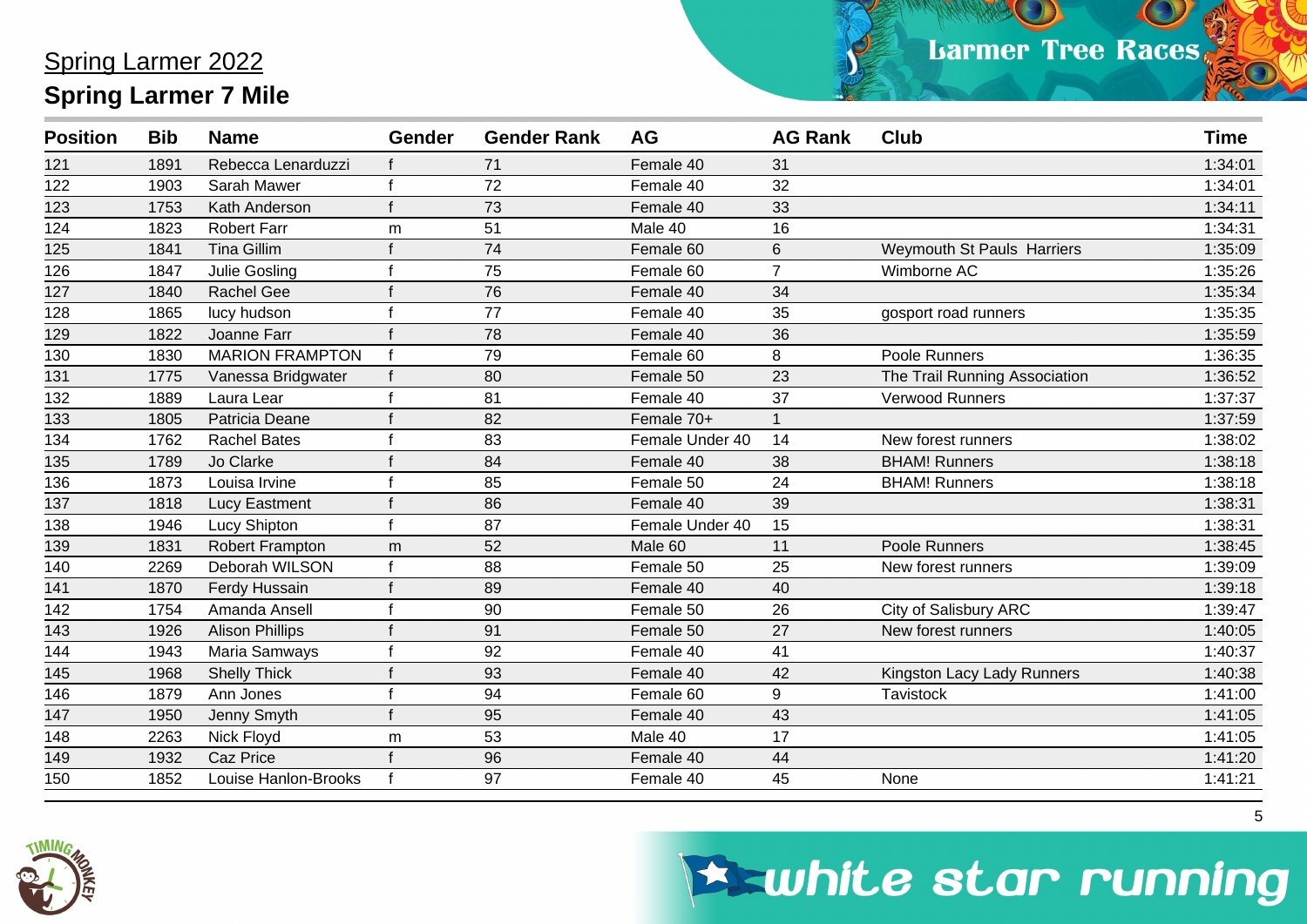## Spring Larmer 2022

## Spring Larmer 7 Mile

| Position | Bib | Name | Gender | Gender Rank | AG | AG Rank | Club | Time |
|---|---|---|---|---|---|---|---|---|
| 121 | 1891 | Rebecca Lenarduzzi | f | 71 | Female 40 | 31 | | 1:34:01 |
| 122 | 1903 | Sarah Mawer | f | 72 | Female 40 | 32 | | 1:34:01 |
| 123 | 1753 | Kath Anderson | f | 73 | Female 40 | 33 | | 1:34:11 |
| 124 | 1823 | Robert Farr | m | 51 | Male 40 | 16 | | 1:34:31 |
| 125 | 1841 | Tina Gillim | f | 74 | Female 60 | 6 | Weymouth St Pauls  Harriers | 1:35:09 |
| 126 | 1847 | Julie Gosling | f | 75 | Female 60 | 7 | Wimborne AC | 1:35:26 |
| 127 | 1840 | Rachel Gee | f | 76 | Female 40 | 34 | | 1:35:34 |
| 128 | 1865 | lucy hudson | f | 77 | Female 40 | 35 | gosport road runners | 1:35:35 |
| 129 | 1822 | Joanne Farr | f | 78 | Female 40 | 36 | | 1:35:59 |
| 130 | 1830 | MARION FRAMPTON | f | 79 | Female 60 | 8 | Poole Runners | 1:36:35 |
| 131 | 1775 | Vanessa Bridgwater | f | 80 | Female 50 | 23 | The Trail Running Association | 1:36:52 |
| 132 | 1889 | Laura Lear | f | 81 | Female 40 | 37 | Verwood Runners | 1:37:37 |
| 133 | 1805 | Patricia Deane | f | 82 | Female 70+ | 1 | | 1:37:59 |
| 134 | 1762 | Rachel Bates | f | 83 | Female Under 40 | 14 | New forest runners | 1:38:02 |
| 135 | 1789 | Jo Clarke | f | 84 | Female 40 | 38 | BHAM! Runners | 1:38:18 |
| 136 | 1873 | Louisa Irvine | f | 85 | Female 50 | 24 | BHAM! Runners | 1:38:18 |
| 137 | 1818 | Lucy Eastment | f | 86 | Female 40 | 39 | | 1:38:31 |
| 138 | 1946 | Lucy Shipton | f | 87 | Female Under 40 | 15 | | 1:38:31 |
| 139 | 1831 | Robert Frampton | m | 52 | Male 60 | 11 | Poole Runners | 1:38:45 |
| 140 | 2269 | Deborah WILSON | f | 88 | Female 50 | 25 | New forest runners | 1:39:09 |
| 141 | 1870 | Ferdy Hussain | f | 89 | Female 40 | 40 | | 1:39:18 |
| 142 | 1754 | Amanda Ansell | f | 90 | Female 50 | 26 | City of Salisbury ARC | 1:39:47 |
| 143 | 1926 | Alison Phillips | f | 91 | Female 50 | 27 | New forest runners | 1:40:05 |
| 144 | 1943 | Maria Samways | f | 92 | Female 40 | 41 | | 1:40:37 |
| 145 | 1968 | Shelly Thick | f | 93 | Female 40 | 42 | Kingston Lacy Lady Runners | 1:40:38 |
| 146 | 1879 | Ann Jones | f | 94 | Female 60 | 9 | Tavistock | 1:41:00 |
| 147 | 1950 | Jenny Smyth | f | 95 | Female 40 | 43 | | 1:41:05 |
| 148 | 2263 | Nick Floyd | m | 53 | Male 40 | 17 | | 1:41:05 |
| 149 | 1932 | Caz Price | f | 96 | Female 40 | 44 | | 1:41:20 |
| 150 | 1852 | Louise Hanlon-Brooks | f | 97 | Female 40 | 45 | None | 1:41:21 |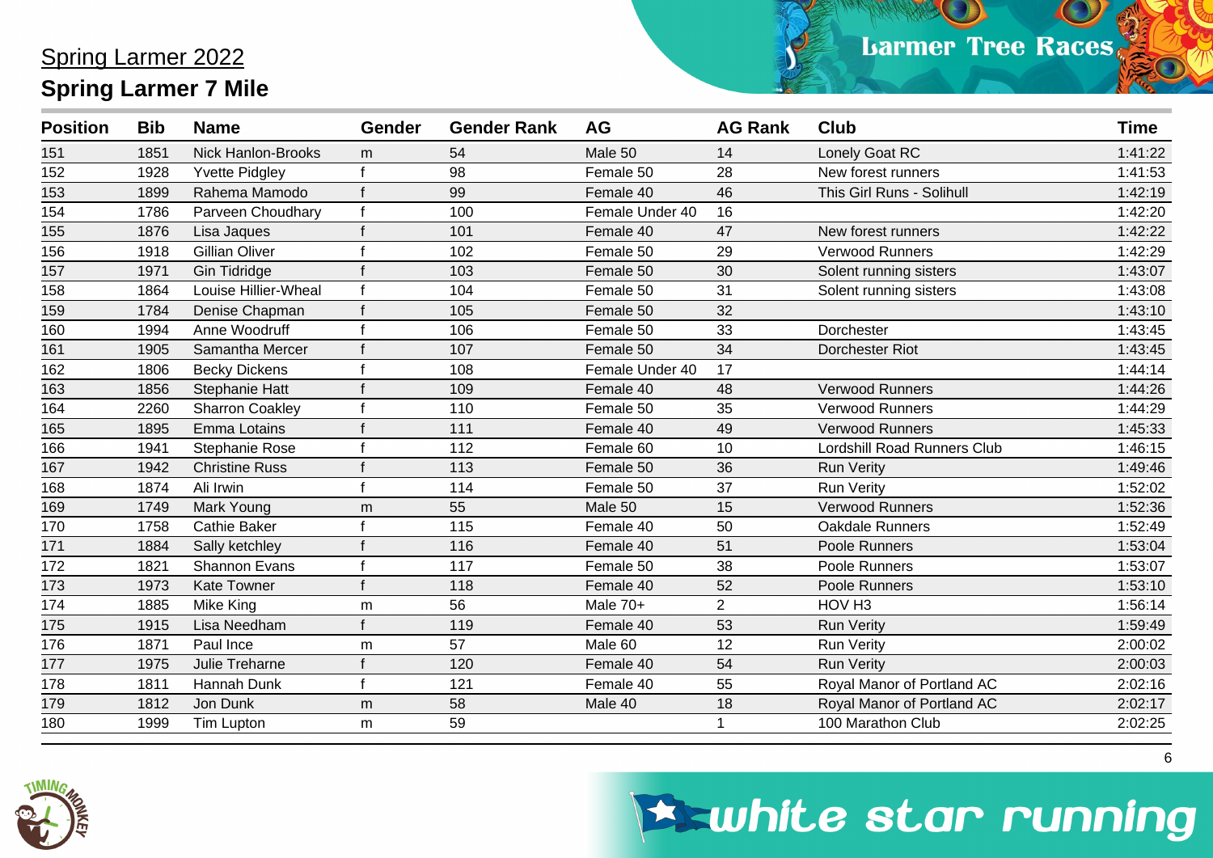## Spring Larmer 2022

## Spring Larmer 7 Mile

| Position | Bib | Name | Gender | Gender Rank | AG | AG Rank | Club | Time |
|---|---|---|---|---|---|---|---|---|
| 151 | 1851 | Nick Hanlon-Brooks | m | 54 | Male 50 | 14 | Lonely Goat RC | 1:41:22 |
| 152 | 1928 | Yvette Pidgley | f | 98 | Female 50 | 28 | New forest runners | 1:41:53 |
| 153 | 1899 | Rahema Mamodo | f | 99 | Female 40 | 46 | This Girl Runs - Solihull | 1:42:19 |
| 154 | 1786 | Parveen Choudhary | f | 100 | Female Under 40 | 16 | | 1:42:20 |
| 155 | 1876 | Lisa Jaques | f | 101 | Female 40 | 47 | New forest runners | 1:42:22 |
| 156 | 1918 | Gillian Oliver | f | 102 | Female 50 | 29 | Verwood Runners | 1:42:29 |
| 157 | 1971 | Gin Tidridge | f | 103 | Female 50 | 30 | Solent running sisters | 1:43:07 |
| 158 | 1864 | Louise Hillier-Wheal | f | 104 | Female 50 | 31 | Solent running sisters | 1:43:08 |
| 159 | 1784 | Denise Chapman | f | 105 | Female 50 | 32 | | 1:43:10 |
| 160 | 1994 | Anne Woodruff | f | 106 | Female 50 | 33 | Dorchester | 1:43:45 |
| 161 | 1905 | Samantha Mercer | f | 107 | Female 50 | 34 | Dorchester Riot | 1:43:45 |
| 162 | 1806 | Becky Dickens | f | 108 | Female Under 40 | 17 | | 1:44:14 |
| 163 | 1856 | Stephanie Hatt | f | 109 | Female 40 | 48 | Verwood Runners | 1:44:26 |
| 164 | 2260 | Sharron Coakley | f | 110 | Female 50 | 35 | Verwood Runners | 1:44:29 |
| 165 | 1895 | Emma Lotains | f | 111 | Female 40 | 49 | Verwood Runners | 1:45:33 |
| 166 | 1941 | Stephanie Rose | f | 112 | Female 60 | 10 | Lordshill Road Runners Club | 1:46:15 |
| 167 | 1942 | Christine Russ | f | 113 | Female 50 | 36 | Run Verity | 1:49:46 |
| 168 | 1874 | Ali Irwin | f | 114 | Female 50 | 37 | Run Verity | 1:52:02 |
| 169 | 1749 | Mark Young | m | 55 | Male 50 | 15 | Verwood Runners | 1:52:36 |
| 170 | 1758 | Cathie Baker | f | 115 | Female 40 | 50 | Oakdale Runners | 1:52:49 |
| 171 | 1884 | Sally ketchley | f | 116 | Female 40 | 51 | Poole Runners | 1:53:04 |
| 172 | 1821 | Shannon Evans | f | 117 | Female 50 | 38 | Poole Runners | 1:53:07 |
| 173 | 1973 | Kate Towner | f | 118 | Female 40 | 52 | Poole Runners | 1:53:10 |
| 174 | 1885 | Mike King | m | 56 | Male 70+ | 2 | HOV H3 | 1:56:14 |
| 175 | 1915 | Lisa Needham | f | 119 | Female 40 | 53 | Run Verity | 1:59:49 |
| 176 | 1871 | Paul Ince | m | 57 | Male 60 | 12 | Run Verity | 2:00:02 |
| 177 | 1975 | Julie Treharne | f | 120 | Female 40 | 54 | Run Verity | 2:00:03 |
| 178 | 1811 | Hannah Dunk | f | 121 | Female 40 | 55 | Royal Manor of Portland AC | 2:02:16 |
| 179 | 1812 | Jon Dunk | m | 58 | Male 40 | 18 | Royal Manor of Portland AC | 2:02:17 |
| 180 | 1999 | Tim Lupton | m | 59 | | 1 | 100 Marathon Club | 2:02:25 |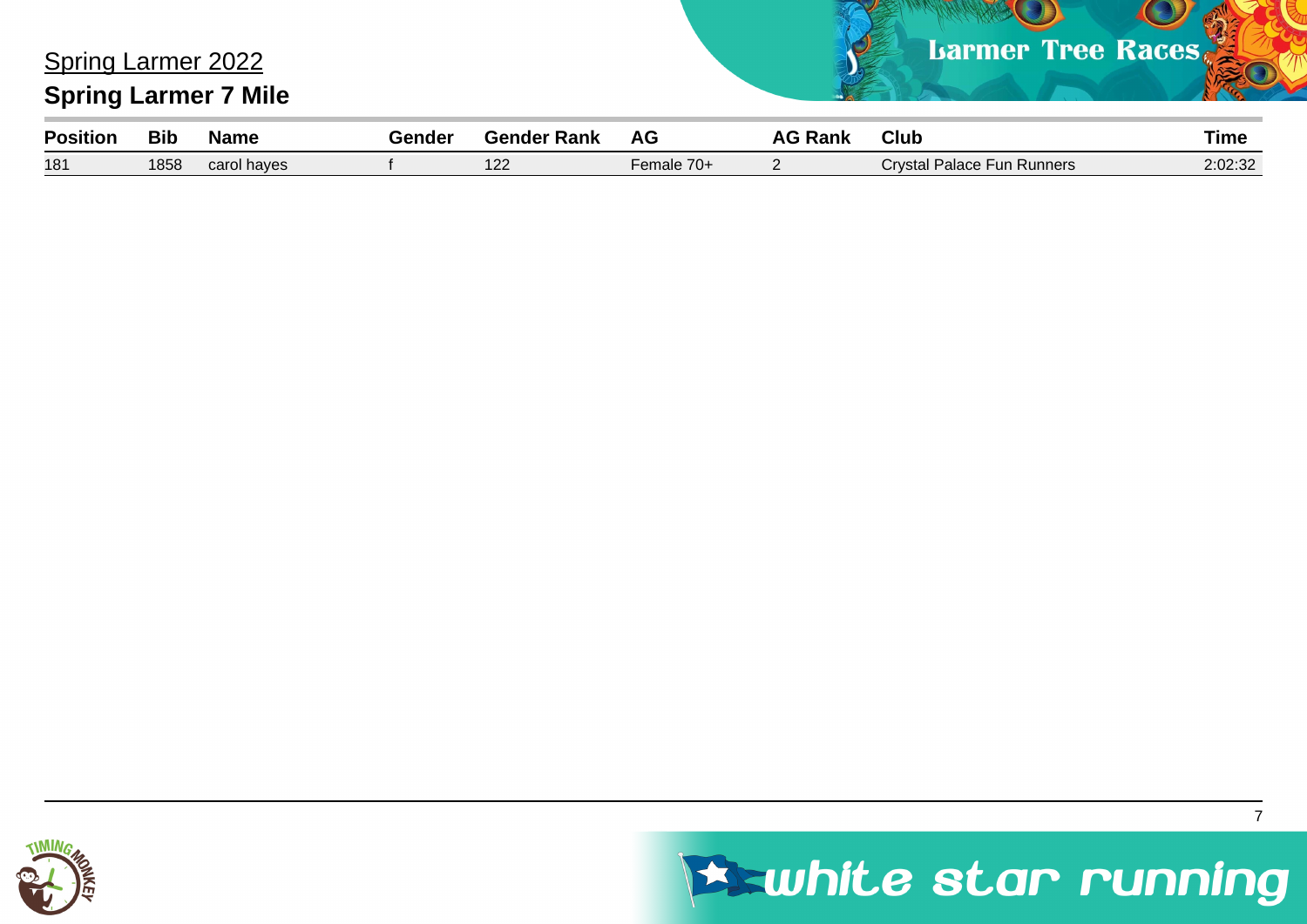Spring Larmer 2022

## Spring Larmer 7 Mile

| Position | Bib | Name | Gender | Gender Rank | AG | AG Rank | Club | Time |
|---|---|---|---|---|---|---|---|---|
| 181 | 1858 | carol hayes | f | 122 | Female 70+ | 2 | Crystal Palace Fun Runners | 2:02:32 |